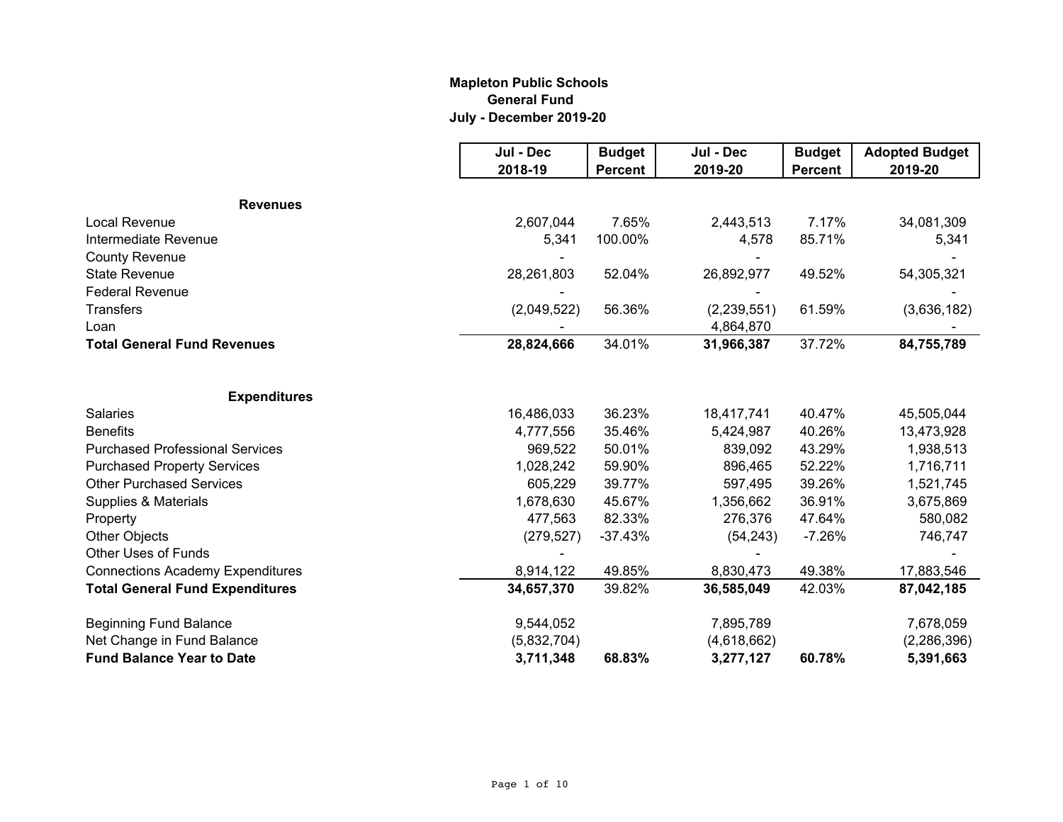# Mapleton Public Schools
## General Fund
### July - December 2019-20

| | Jul - Dec 2018-19 | Budget Percent | Jul - Dec 2019-20 | Budget Percent | Adopted Budget 2019-20 |
|---|---|---|---|---|---|
| **Revenues** | | | | | |
| Local Revenue | 2,607,044 | 7.65% | 2,443,513 | 7.17% | 34,081,309 |
| Intermediate Revenue | 5,341 | 100.00% | 4,578 | 85.71% | 5,341 |
| County Revenue | - | | - | | - |
| State Revenue | 28,261,803 | 52.04% | 26,892,977 | 49.52% | 54,305,321 |
| Federal Revenue | - | | - | | - |
| Transfers | (2,049,522) | 56.36% | (2,239,551) | 61.59% | (3,636,182) |
| Loan | - | | 4,864,870 | | - |
| **Total General Fund Revenues** | **28,824,666** | 34.01% | **31,966,387** | 37.72% | **84,755,789** |
| | | | | | |
| **Expenditures** | | | | | |
| Salaries | 16,486,033 | 36.23% | 18,417,741 | 40.47% | 45,505,044 |
| Benefits | 4,777,556 | 35.46% | 5,424,987 | 40.26% | 13,473,928 |
| Purchased Professional Services | 969,522 | 50.01% | 839,092 | 43.29% | 1,938,513 |
| Purchased Property Services | 1,028,242 | 59.90% | 896,465 | 52.22% | 1,716,711 |
| Other Purchased Services | 605,229 | 39.77% | 597,495 | 39.26% | 1,521,745 |
| Supplies & Materials | 1,678,630 | 45.67% | 1,356,662 | 36.91% | 3,675,869 |
| Property | 477,563 | 82.33% | 276,376 | 47.64% | 580,082 |
| Other Objects | (279,527) | -37.43% | (54,243) | -7.26% | 746,747 |
| Other Uses of Funds | - | | - | | - |
| Connections Academy Expenditures | 8,914,122 | 49.85% | 8,830,473 | 49.38% | 17,883,546 |
| **Total General Fund Expenditures** | **34,657,370** | 39.82% | **36,585,049** | 42.03% | **87,042,185** |
| | | | | | |
| Beginning Fund Balance | 9,544,052 | | 7,895,789 | | 7,678,059 |
| Net Change in Fund Balance | (5,832,704) | | (4,618,662) | | (2,286,396) |
| **Fund Balance Year to Date** | **3,711,348** | **68.83%** | **3,277,127** | **60.78%** | **5,391,663** |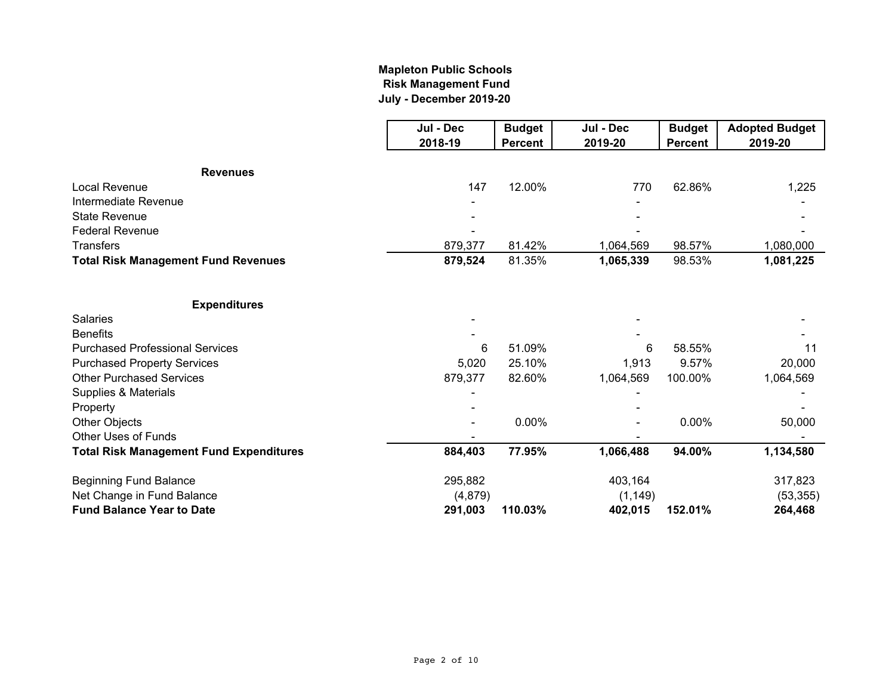**Mapleton Public Schools**
**Risk Management Fund**
**July - December 2019-20**

| | Jul - Dec 2018-19 | Budget Percent | Jul - Dec 2019-20 | Budget Percent | Adopted Budget 2019-20 |
|---|---|---|---|---|---|
| **Revenues** | | | | | |
| Local Revenue | 147 | 12.00% | 770 | 62.86% | 1,225 |
| Intermediate Revenue | - | | - | | - |
| State Revenue | - | | - | | - |
| Federal Revenue | - | | - | | - |
| Transfers | 879,377 | 81.42% | 1,064,569 | 98.57% | 1,080,000 |
| **Total Risk Management Fund Revenues** | **879,524** | 81.35% | **1,065,339** | 98.53% | **1,081,225** |
| **Expenditures** | | | | | |
| Salaries | - | | - | | - |
| Benefits | - | | - | | - |
| Purchased Professional Services | 6 | 51.09% | 6 | 58.55% | 11 |
| Purchased Property Services | 5,020 | 25.10% | 1,913 | 9.57% | 20,000 |
| Other Purchased Services | 879,377 | 82.60% | 1,064,569 | 100.00% | 1,064,569 |
| Supplies & Materials | - | | - | | - |
| Property | - | | - | | - |
| Other Objects | - | 0.00% | - | 0.00% | 50,000 |
| Other Uses of Funds | - | | - | | - |
| **Total Risk Management Fund Expenditures** | **884,403** | **77.95%** | **1,066,488** | **94.00%** | **1,134,580** |
| Beginning Fund Balance | 295,882 | | 403,164 | | 317,823 |
| Net Change in Fund Balance | (4,879) | | (1,149) | | (53,355) |
| **Fund Balance Year to Date** | **291,003** | **110.03%** | **402,015** | **152.01%** | **264,468** |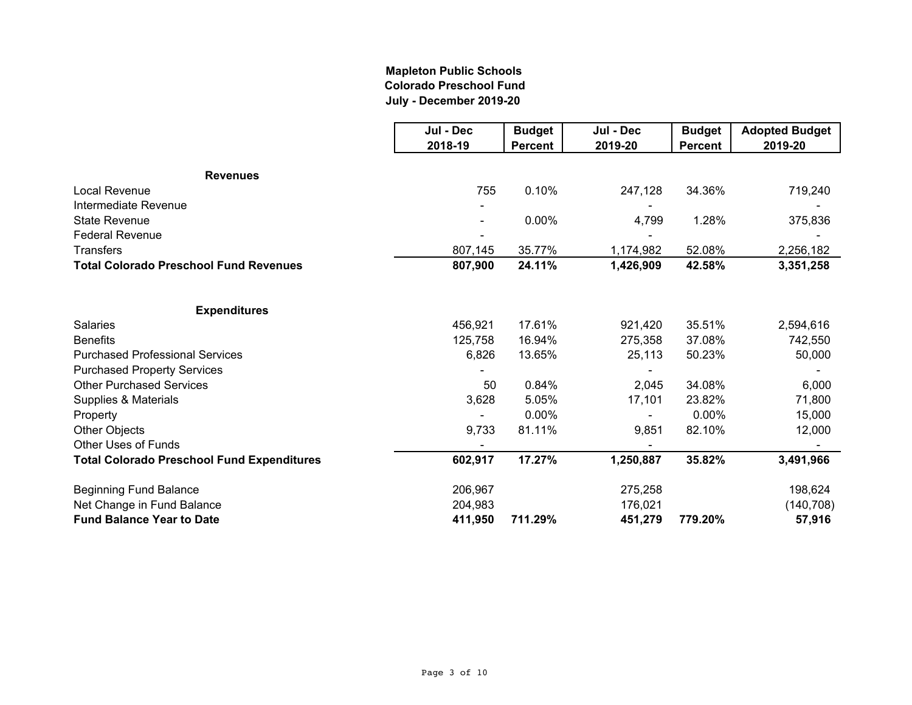**Mapleton Public Schools**
**Colorado Preschool Fund**
**July - December 2019-20**

| | Jul - Dec 2018-19 | Budget Percent | Jul - Dec 2019-20 | Budget Percent | Adopted Budget 2019-20 |
|---|---|---|---|---|---|
| **Revenues** | | | | | |
| Local Revenue | 755 | 0.10% | 247,128 | 34.36% | 719,240 |
| Intermediate Revenue | - | | - | | - |
| State Revenue | - | 0.00% | 4,799 | 1.28% | 375,836 |
| Federal Revenue | - | | - | | - |
| Transfers | 807,145 | 35.77% | 1,174,982 | 52.08% | 2,256,182 |
| **Total Colorado Preschool Fund Revenues** | **807,900** | **24.11%** | **1,426,909** | **42.58%** | **3,351,258** |
| **Expenditures** | | | | | |
| Salaries | 456,921 | 17.61% | 921,420 | 35.51% | 2,594,616 |
| Benefits | 125,758 | 16.94% | 275,358 | 37.08% | 742,550 |
| Purchased Professional Services | 6,826 | 13.65% | 25,113 | 50.23% | 50,000 |
| Purchased Property Services | - | | - | | - |
| Other Purchased Services | 50 | 0.84% | 2,045 | 34.08% | 6,000 |
| Supplies & Materials | 3,628 | 5.05% | 17,101 | 23.82% | 71,800 |
| Property | - | 0.00% | - | 0.00% | 15,000 |
| Other Objects | 9,733 | 81.11% | 9,851 | 82.10% | 12,000 |
| Other Uses of Funds | - | | - | | - |
| **Total Colorado Preschool Fund Expenditures** | **602,917** | **17.27%** | **1,250,887** | **35.82%** | **3,491,966** |
| Beginning Fund Balance | 206,967 | | 275,258 | | 198,624 |
| Net Change in Fund Balance | 204,983 | | 176,021 | | (140,708) |
| **Fund Balance Year to Date** | **411,950** | **711.29%** | **451,279** | **779.20%** | **57,916** |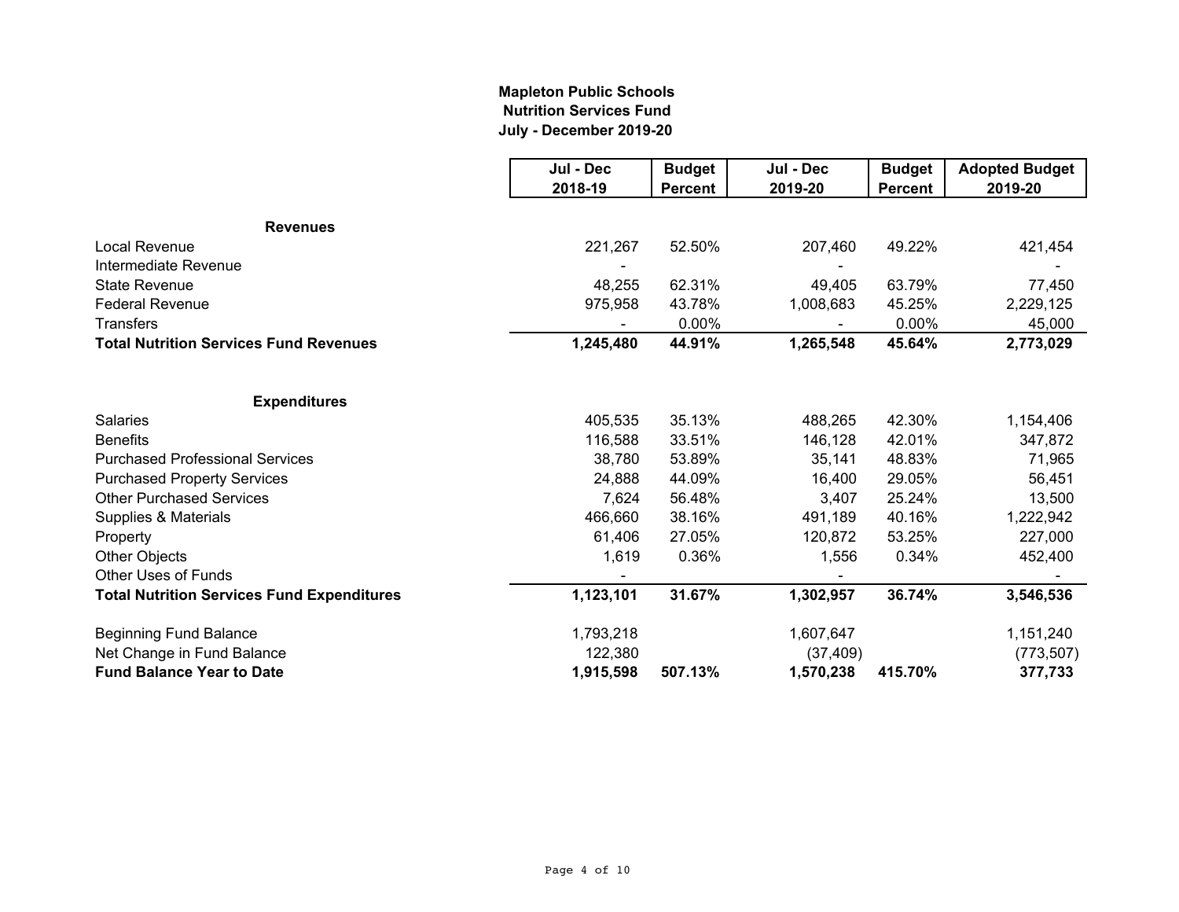**Mapleton Public Schools**
**Nutrition Services Fund**
**July - December 2019-20**

| | Jul - Dec 2018-19 | Budget Percent | Jul - Dec 2019-20 | Budget Percent | Adopted Budget 2019-20 |
|---|---|---|---|---|---|
| **Revenues** | | | | | |
| Local Revenue | 221,267 | 52.50% | 207,460 | 49.22% | 421,454 |
| Intermediate Revenue | - | | - | | - |
| State Revenue | 48,255 | 62.31% | 49,405 | 63.79% | 77,450 |
| Federal Revenue | 975,958 | 43.78% | 1,008,683 | 45.25% | 2,229,125 |
| Transfers | - | 0.00% | - | 0.00% | 45,000 |
| **Total Nutrition Services Fund Revenues** | **1,245,480** | **44.91%** | **1,265,548** | **45.64%** | **2,773,029** |
| | | | | | |
| **Expenditures** | | | | | |
| Salaries | 405,535 | 35.13% | 488,265 | 42.30% | 1,154,406 |
| Benefits | 116,588 | 33.51% | 146,128 | 42.01% | 347,872 |
| Purchased Professional Services | 38,780 | 53.89% | 35,141 | 48.83% | 71,965 |
| Purchased Property Services | 24,888 | 44.09% | 16,400 | 29.05% | 56,451 |
| Other Purchased Services | 7,624 | 56.48% | 3,407 | 25.24% | 13,500 |
| Supplies & Materials | 466,660 | 38.16% | 491,189 | 40.16% | 1,222,942 |
| Property | 61,406 | 27.05% | 120,872 | 53.25% | 227,000 |
| Other Objects | 1,619 | 0.36% | 1,556 | 0.34% | 452,400 |
| Other Uses of Funds | - | | - | | - |
| **Total Nutrition Services Fund Expenditures** | **1,123,101** | **31.67%** | **1,302,957** | **36.74%** | **3,546,536** |
| | | | | | |
| Beginning Fund Balance | 1,793,218 | | 1,607,647 | | 1,151,240 |
| Net Change in Fund Balance | 122,380 | | (37,409) | | (773,507) |
| **Fund Balance Year to Date** | **1,915,598** | **507.13%** | **1,570,238** | **415.70%** | **377,733** |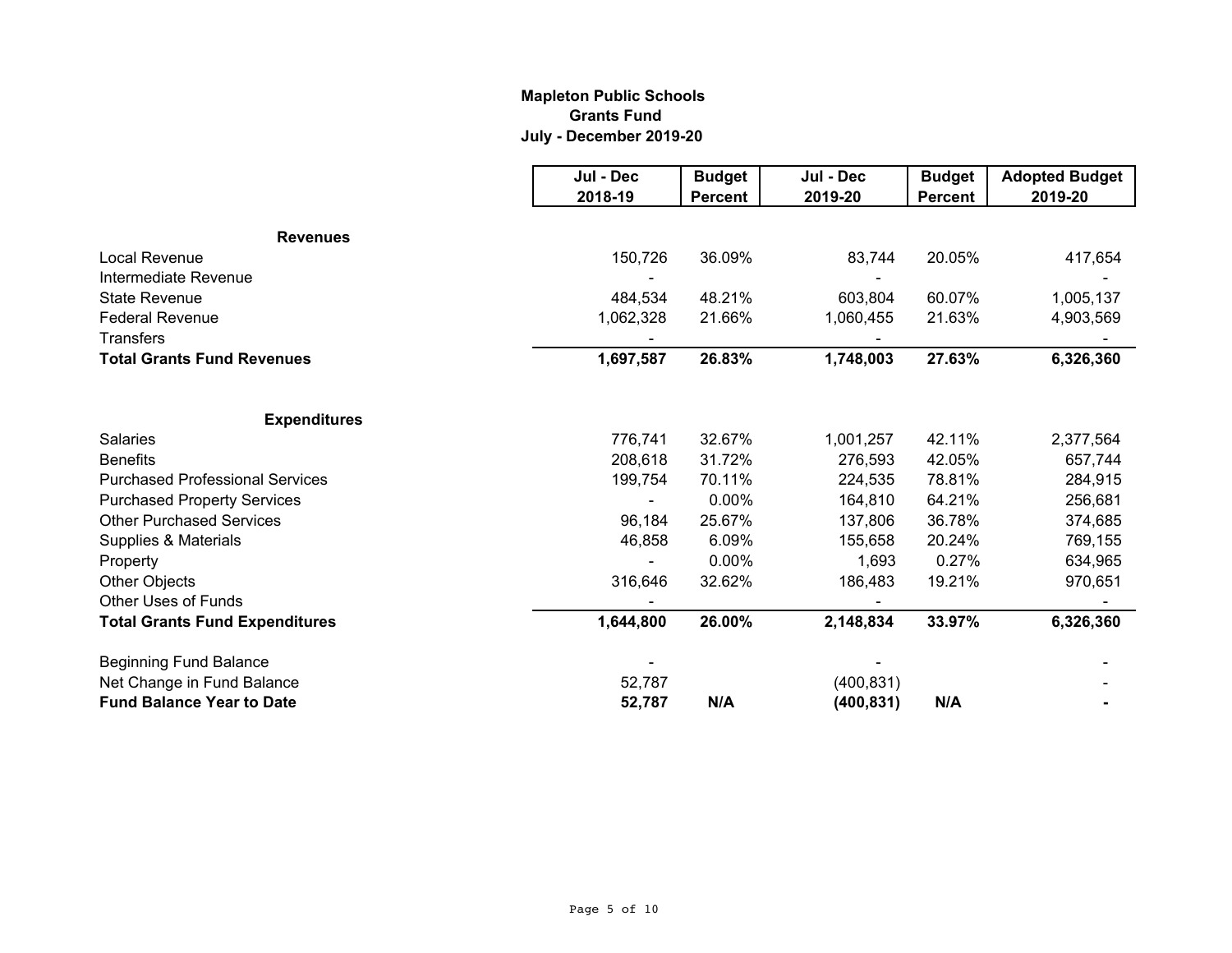# Mapleton Public Schools
## Grants Fund
### July - December 2019-20

| | Jul - Dec 2018-19 | Budget Percent | Jul - Dec 2019-20 | Budget Percent | Adopted Budget 2019-20 |
|---|---|---|---|---|---|
| **Revenues** | | | | | |
| Local Revenue | 150,726 | 36.09% | 83,744 | 20.05% | 417,654 |
| Intermediate Revenue | - | | - | | - |
| State Revenue | 484,534 | 48.21% | 603,804 | 60.07% | 1,005,137 |
| Federal Revenue | 1,062,328 | 21.66% | 1,060,455 | 21.63% | 4,903,569 |
| Transfers | - | | - | | - |
| **Total Grants Fund Revenues** | **1,697,587** | **26.83%** | **1,748,003** | **27.63%** | **6,326,360** |
| | | | | | |
| **Expenditures** | | | | | |
| Salaries | 776,741 | 32.67% | 1,001,257 | 42.11% | 2,377,564 |
| Benefits | 208,618 | 31.72% | 276,593 | 42.05% | 657,744 |
| Purchased Professional Services | 199,754 | 70.11% | 224,535 | 78.81% | 284,915 |
| Purchased Property Services | - | 0.00% | 164,810 | 64.21% | 256,681 |
| Other Purchased Services | 96,184 | 25.67% | 137,806 | 36.78% | 374,685 |
| Supplies & Materials | 46,858 | 6.09% | 155,658 | 20.24% | 769,155 |
| Property | - | 0.00% | 1,693 | 0.27% | 634,965 |
| Other Objects | 316,646 | 32.62% | 186,483 | 19.21% | 970,651 |
| Other Uses of Funds | - | | - | | - |
| **Total Grants Fund Expenditures** | **1,644,800** | **26.00%** | **2,148,834** | **33.97%** | **6,326,360** |
| | | | | | |
| Beginning Fund Balance | - | | - | | - |
| Net Change in Fund Balance | 52,787 | | (400,831) | | - |
| **Fund Balance Year to Date** | **52,787** | **N/A** | **(400,831)** | **N/A** | **-** |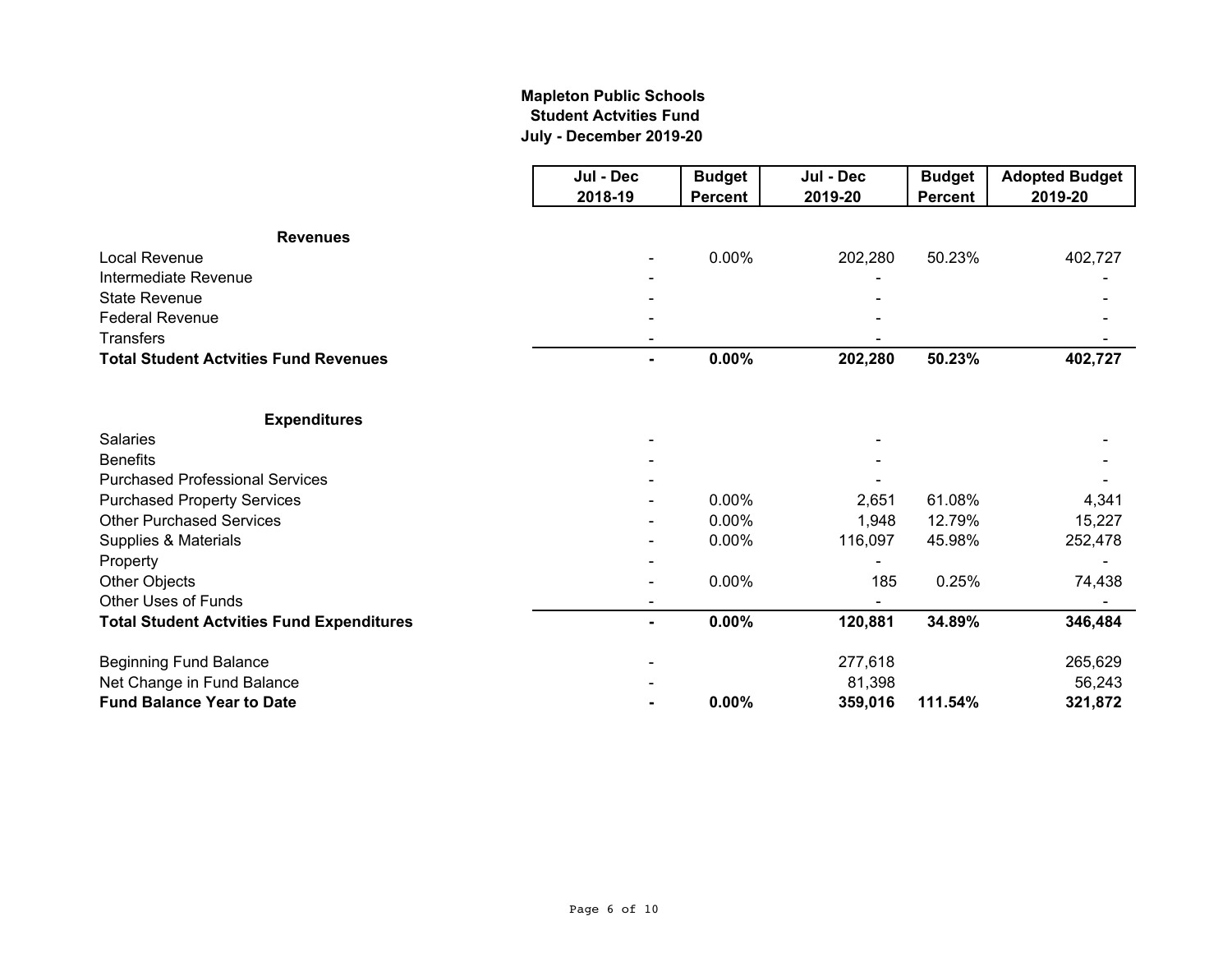**Mapleton Public Schools**
**Student Actvities Fund**
**July - December 2019-20**

| | Jul - Dec 2018-19 | Budget Percent | Jul - Dec 2019-20 | Budget Percent | Adopted Budget 2019-20 |
|---|---|---|---|---|---|
| **Revenues** | | | | | |
| Local Revenue | - | 0.00% | 202,280 | 50.23% | 402,727 |
| Intermediate Revenue | - | | - | | - |
| State Revenue | - | | - | | - |
| Federal Revenue | - | | - | | - |
| Transfers | - | | - | | - |
| **Total Student Actvities Fund Revenues** | **-** | **0.00%** | **202,280** | **50.23%** | **402,727** |
| | | | | | |
| **Expenditures** | | | | | |
| Salaries | - | | - | | - |
| Benefits | - | | - | | - |
| Purchased Professional Services | - | | - | | - |
| Purchased Property Services | - | 0.00% | 2,651 | 61.08% | 4,341 |
| Other Purchased Services | - | 0.00% | 1,948 | 12.79% | 15,227 |
| Supplies & Materials | - | 0.00% | 116,097 | 45.98% | 252,478 |
| Property | - | | - | | - |
| Other Objects | - | 0.00% | 185 | 0.25% | 74,438 |
| Other Uses of Funds | - | | - | | - |
| **Total Student Actvities Fund Expenditures** | **-** | **0.00%** | **120,881** | **34.89%** | **346,484** |
| | | | | | |
| Beginning Fund Balance | - | | 277,618 | | 265,629 |
| Net Change in Fund Balance | - | | 81,398 | | 56,243 |
| **Fund Balance Year to Date** | **-** | **0.00%** | **359,016** | **111.54%** | **321,872** |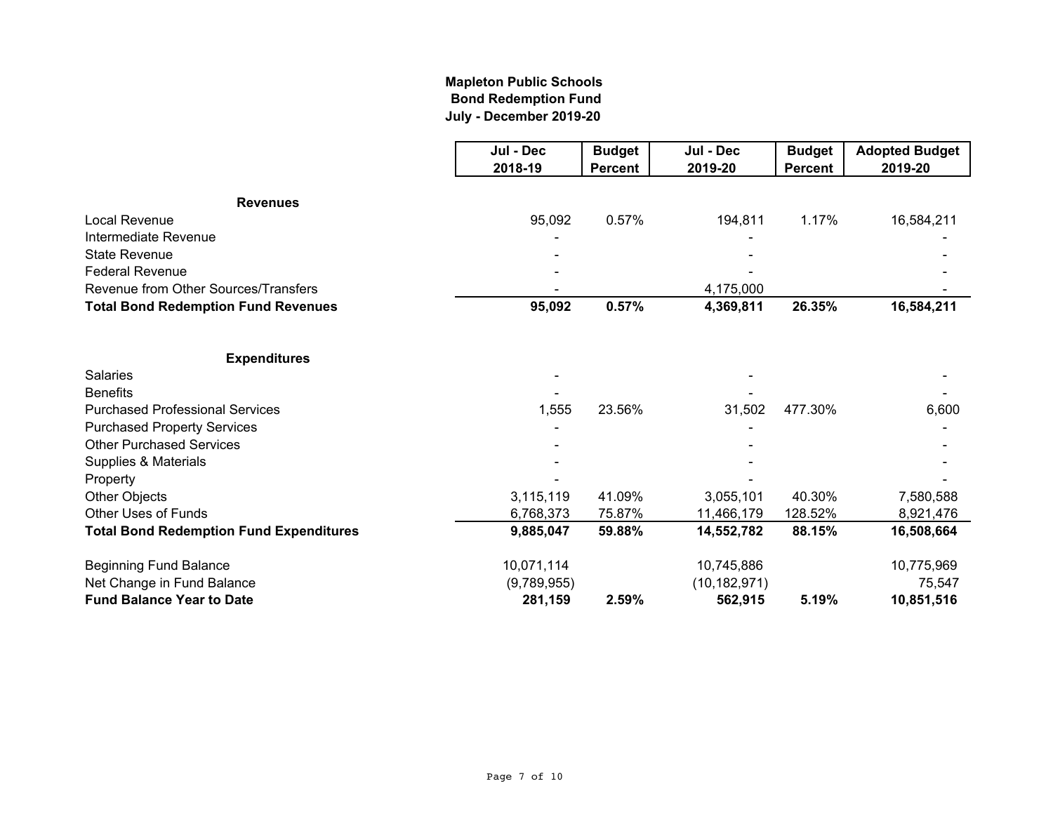**Mapleton Public Schools**
**Bond Redemption Fund**
**July - December 2019-20**

| | Jul - Dec 2018-19 | Budget Percent | Jul - Dec 2019-20 | Budget Percent | Adopted Budget 2019-20 |
|---|---|---|---|---|---|
| **Revenues** | | | | | |
| Local Revenue | 95,092 | 0.57% | 194,811 | 1.17% | 16,584,211 |
| Intermediate Revenue | - | | - | | - |
| State Revenue | - | | - | | - |
| Federal Revenue | - | | - | | - |
| Revenue from Other Sources/Transfers | - | | 4,175,000 | | - |
| **Total Bond Redemption Fund Revenues** | **95,092** | **0.57%** | **4,369,811** | **26.35%** | **16,584,211** |
| **Expenditures** | | | | | |
| Salaries | - | | - | | - |
| Benefits | - | | - | | - |
| Purchased Professional Services | 1,555 | 23.56% | 31,502 | 477.30% | 6,600 |
| Purchased Property Services | - | | - | | - |
| Other Purchased Services | - | | - | | - |
| Supplies & Materials | - | | - | | - |
| Property | - | | - | | - |
| Other Objects | 3,115,119 | 41.09% | 3,055,101 | 40.30% | 7,580,588 |
| Other Uses of Funds | 6,768,373 | 75.87% | 11,466,179 | 128.52% | 8,921,476 |
| **Total Bond Redemption Fund Expenditures** | **9,885,047** | **59.88%** | **14,552,782** | **88.15%** | **16,508,664** |
| Beginning Fund Balance | 10,071,114 | | 10,745,886 | | 10,775,969 |
| Net Change in Fund Balance | (9,789,955) | | (10,182,971) | | 75,547 |
| **Fund Balance Year to Date** | **281,159** | **2.59%** | **562,915** | **5.19%** | **10,851,516** |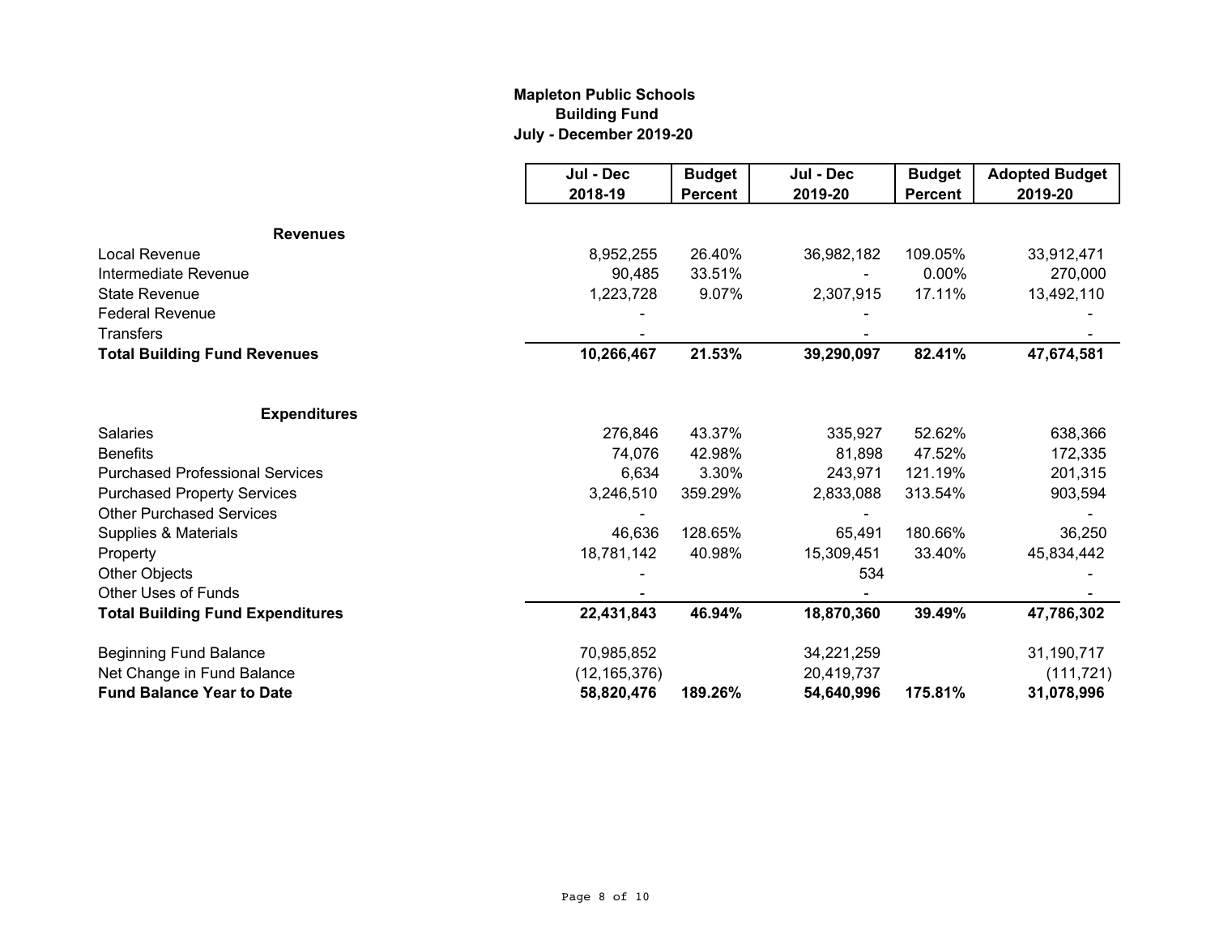**Mapleton Public Schools**
**Building Fund**
**July - December 2019-20**

| | Jul - Dec 2018-19 | Budget Percent | Jul - Dec 2019-20 | Budget Percent | Adopted Budget 2019-20 |
|---|---|---|---|---|---|
| **Revenues** | | | | | |
| Local Revenue | 8,952,255 | 26.40% | 36,982,182 | 109.05% | 33,912,471 |
| Intermediate Revenue | 90,485 | 33.51% | - | 0.00% | 270,000 |
| State Revenue | 1,223,728 | 9.07% | 2,307,915 | 17.11% | 13,492,110 |
| Federal Revenue | - | | - | | - |
| Transfers | - | | - | | - |
| **Total Building Fund Revenues** | **10,266,467** | **21.53%** | **39,290,097** | **82.41%** | **47,674,581** |
| | | | | | |
| **Expenditures** | | | | | |
| Salaries | 276,846 | 43.37% | 335,927 | 52.62% | 638,366 |
| Benefits | 74,076 | 42.98% | 81,898 | 47.52% | 172,335 |
| Purchased Professional Services | 6,634 | 3.30% | 243,971 | 121.19% | 201,315 |
| Purchased Property Services | 3,246,510 | 359.29% | 2,833,088 | 313.54% | 903,594 |
| Other Purchased Services | - | | - | | - |
| Supplies & Materials | 46,636 | 128.65% | 65,491 | 180.66% | 36,250 |
| Property | 18,781,142 | 40.98% | 15,309,451 | 33.40% | 45,834,442 |
| Other Objects | - | | 534 | | - |
| Other Uses of Funds | - | | - | | - |
| **Total Building Fund Expenditures** | **22,431,843** | **46.94%** | **18,870,360** | **39.49%** | **47,786,302** |
| | | | | | |
| Beginning Fund Balance | 70,985,852 | | 34,221,259 | | 31,190,717 |
| Net Change in Fund Balance | (12,165,376) | | 20,419,737 | | (111,721) |
| **Fund Balance Year to Date** | **58,820,476** | **189.26%** | **54,640,996** | **175.81%** | **31,078,996** |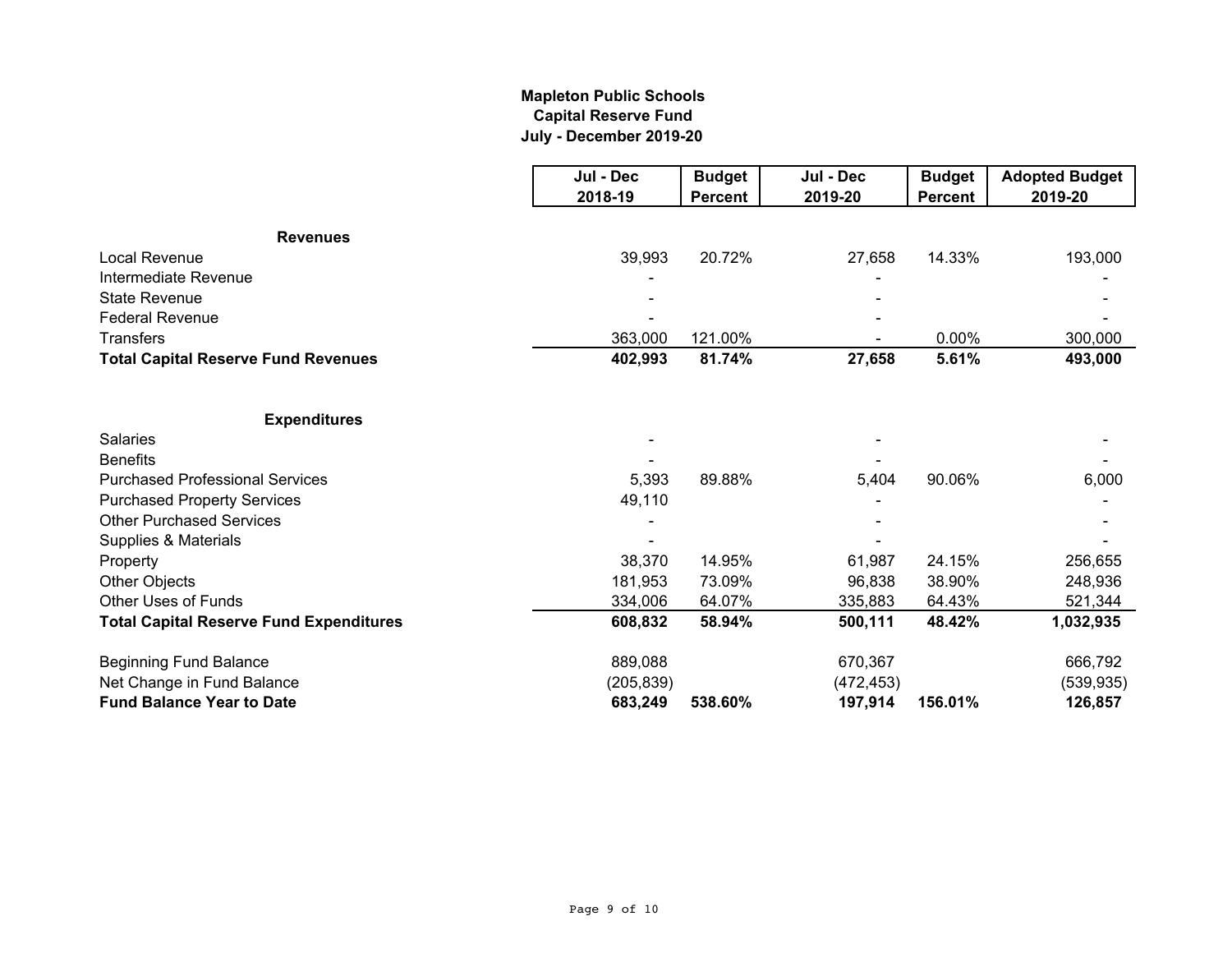**Mapleton Public Schools**
**Capital Reserve Fund**
**July - December 2019-20**

| | Jul - Dec 2018-19 | Budget Percent | Jul - Dec 2019-20 | Budget Percent | Adopted Budget 2019-20 |
|---|---|---|---|---|---|
| **Revenues** | | | | | |
| Local Revenue | 39,993 | 20.72% | 27,658 | 14.33% | 193,000 |
| Intermediate Revenue | - | | - | | - |
| State Revenue | - | | - | | - |
| Federal Revenue | - | | - | | - |
| Transfers | 363,000 | 121.00% | - | 0.00% | 300,000 |
| **Total Capital Reserve Fund Revenues** | **402,993** | **81.74%** | **27,658** | **5.61%** | **493,000** |
| | | | | | |
| **Expenditures** | | | | | |
| Salaries | - | | - | | - |
| Benefits | - | | - | | - |
| Purchased Professional Services | 5,393 | 89.88% | 5,404 | 90.06% | 6,000 |
| Purchased Property Services | 49,110 | | - | | - |
| Other Purchased Services | - | | - | | - |
| Supplies & Materials | - | | - | | - |
| Property | 38,370 | 14.95% | 61,987 | 24.15% | 256,655 |
| Other Objects | 181,953 | 73.09% | 96,838 | 38.90% | 248,936 |
| Other Uses of Funds | 334,006 | 64.07% | 335,883 | 64.43% | 521,344 |
| **Total Capital Reserve Fund Expenditures** | **608,832** | **58.94%** | **500,111** | **48.42%** | **1,032,935** |
| | | | | | |
| Beginning Fund Balance | 889,088 | | 670,367 | | 666,792 |
| Net Change in Fund Balance | (205,839) | | (472,453) | | (539,935) |
| **Fund Balance Year to Date** | **683,249** | **538.60%** | **197,914** | **156.01%** | **126,857** |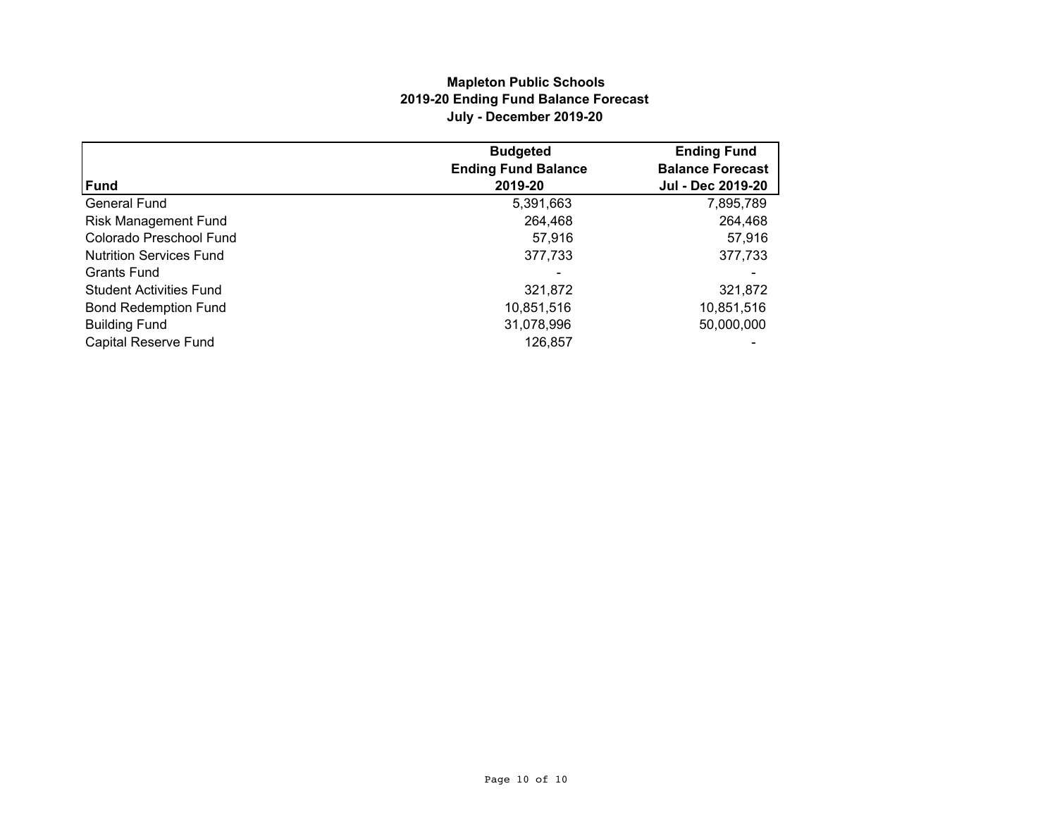# Mapleton Public Schools
## 2019-20 Ending Fund Balance Forecast
### July - December 2019-20

| Fund | Budgeted Ending Fund Balance 2019-20 | Ending Fund Balance Forecast Jul - Dec 2019-20 |
|---|---|---|
| General Fund | 5,391,663 | 7,895,789 |
| Risk Management Fund | 264,468 | 264,468 |
| Colorado Preschool Fund | 57,916 | 57,916 |
| Nutrition Services Fund | 377,733 | 377,733 |
| Grants Fund | - | - |
| Student Activities Fund | 321,872 | 321,872 |
| Bond Redemption Fund | 10,851,516 | 10,851,516 |
| Building Fund | 31,078,996 | 50,000,000 |
| Capital Reserve Fund | 126,857 | - |